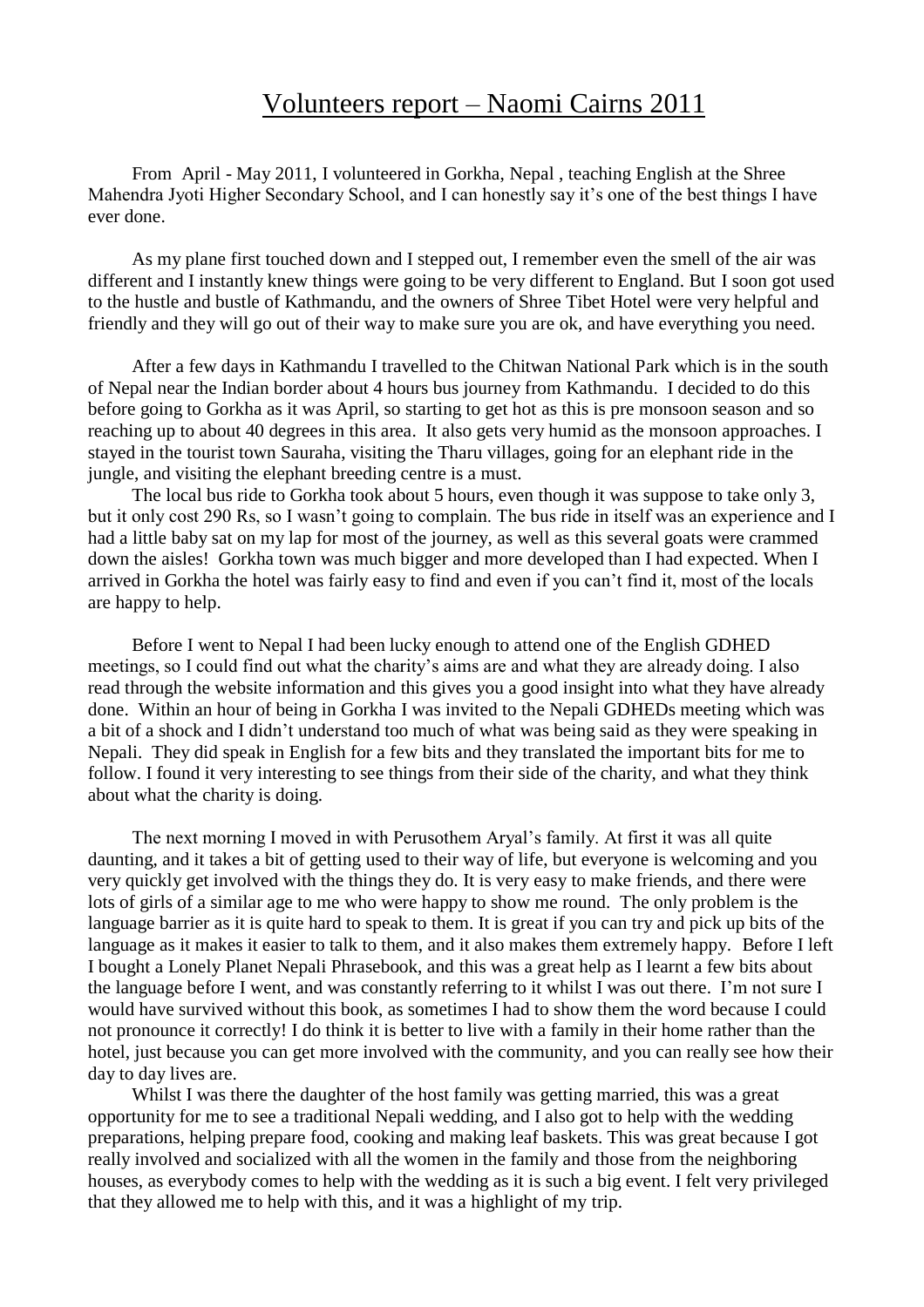# Volunteers report – Naomi Cairns 2011

From April - May 2011, I volunteered in Gorkha, Nepal , teaching English at the Shree Mahendra Jyoti Higher Secondary School, and I can honestly say it's one of the best things I have ever done.

As my plane first touched down and I stepped out, I remember even the smell of the air was different and I instantly knew things were going to be very different to England. But I soon got used to the hustle and bustle of Kathmandu, and the owners of Shree Tibet Hotel were very helpful and friendly and they will go out of their way to make sure you are ok, and have everything you need.

After a few days in Kathmandu I travelled to the Chitwan National Park which is in the south of Nepal near the Indian border about 4 hours bus journey from Kathmandu. I decided to do this before going to Gorkha as it was April, so starting to get hot as this is pre monsoon season and so reaching up to about 40 degrees in this area. It also gets very humid as the monsoon approaches. I stayed in the tourist town Sauraha, visiting the Tharu villages, going for an elephant ride in the jungle, and visiting the elephant breeding centre is a must.

The local bus ride to Gorkha took about 5 hours, even though it was suppose to take only 3, but it only cost 290 Rs, so I wasn't going to complain. The bus ride in itself was an experience and I had a little baby sat on my lap for most of the journey, as well as this several goats were crammed down the aisles! Gorkha town was much bigger and more developed than I had expected. When I arrived in Gorkha the hotel was fairly easy to find and even if you can't find it, most of the locals are happy to help.

Before I went to Nepal I had been lucky enough to attend one of the English GDHED meetings, so I could find out what the charity's aims are and what they are already doing. I also read through the website information and this gives you a good insight into what they have already done. Within an hour of being in Gorkha I was invited to the Nepali GDHEDs meeting which was a bit of a shock and I didn't understand too much of what was being said as they were speaking in Nepali. They did speak in English for a few bits and they translated the important bits for me to follow. I found it very interesting to see things from their side of the charity, and what they think about what the charity is doing.

The next morning I moved in with Perusothem Aryal's family. At first it was all quite daunting, and it takes a bit of getting used to their way of life, but everyone is welcoming and you very quickly get involved with the things they do. It is very easy to make friends, and there were lots of girls of a similar age to me who were happy to show me round. The only problem is the language barrier as it is quite hard to speak to them. It is great if you can try and pick up bits of the language as it makes it easier to talk to them, and it also makes them extremely happy. Before I left I bought a Lonely Planet Nepali Phrasebook, and this was a great help as I learnt a few bits about the language before I went, and was constantly referring to it whilst I was out there. I'm not sure I would have survived without this book, as sometimes I had to show them the word because I could not pronounce it correctly! I do think it is better to live with a family in their home rather than the hotel, just because you can get more involved with the community, and you can really see how their day to day lives are.

Whilst I was there the daughter of the host family was getting married, this was a great opportunity for me to see a traditional Nepali wedding, and I also got to help with the wedding preparations, helping prepare food, cooking and making leaf baskets. This was great because I got really involved and socialized with all the women in the family and those from the neighboring houses, as everybody comes to help with the wedding as it is such a big event. I felt very privileged that they allowed me to help with this, and it was a highlight of my trip.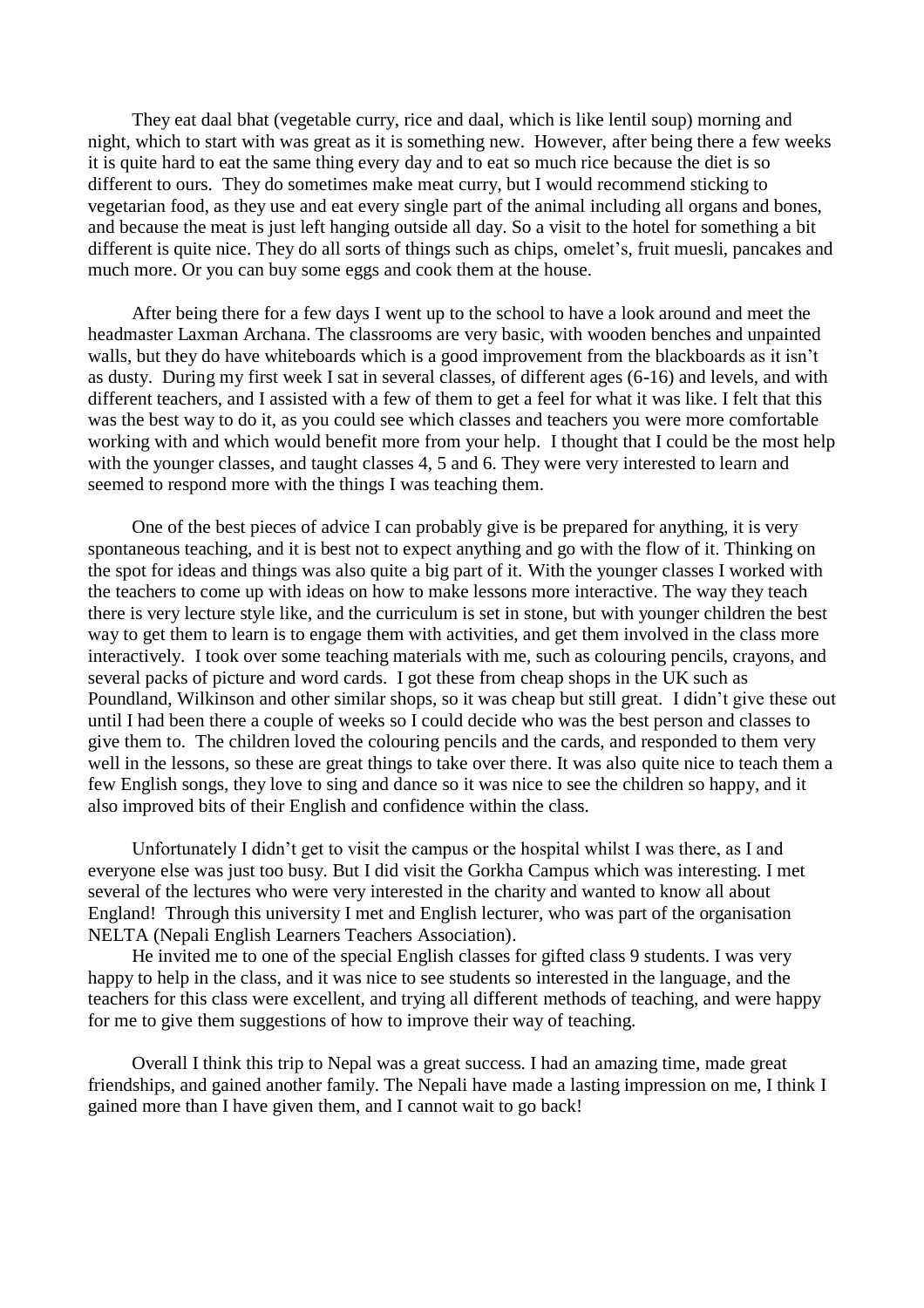They eat daal bhat (vegetable curry, rice and daal, which is like lentil soup) morning and night, which to start with was great as it is something new. However, after being there a few weeks it is quite hard to eat the same thing every day and to eat so much rice because the diet is so different to ours. They do sometimes make meat curry, but I would recommend sticking to vegetarian food, as they use and eat every single part of the animal including all organs and bones, and because the meat is just left hanging outside all day. So a visit to the hotel for something a bit different is quite nice. They do all sorts of things such as chips, omelet's, fruit muesli, pancakes and much more. Or you can buy some eggs and cook them at the house.

After being there for a few days I went up to the school to have a look around and meet the headmaster Laxman Archana. The classrooms are very basic, with wooden benches and unpainted walls, but they do have whiteboards which is a good improvement from the blackboards as it isn't as dusty. During my first week I sat in several classes, of different ages (6-16) and levels, and with different teachers, and I assisted with a few of them to get a feel for what it was like. I felt that this was the best way to do it, as you could see which classes and teachers you were more comfortable working with and which would benefit more from your help. I thought that I could be the most help with the younger classes, and taught classes 4, 5 and 6. They were very interested to learn and seemed to respond more with the things I was teaching them.

One of the best pieces of advice I can probably give is be prepared for anything, it is very spontaneous teaching, and it is best not to expect anything and go with the flow of it. Thinking on the spot for ideas and things was also quite a big part of it. With the younger classes I worked with the teachers to come up with ideas on how to make lessons more interactive. The way they teach there is very lecture style like, and the curriculum is set in stone, but with younger children the best way to get them to learn is to engage them with activities, and get them involved in the class more interactively. I took over some teaching materials with me, such as colouring pencils, crayons, and several packs of picture and word cards. I got these from cheap shops in the UK such as Poundland, Wilkinson and other similar shops, so it was cheap but still great. I didn't give these out until I had been there a couple of weeks so I could decide who was the best person and classes to give them to. The children loved the colouring pencils and the cards, and responded to them very well in the lessons, so these are great things to take over there. It was also quite nice to teach them a few English songs, they love to sing and dance so it was nice to see the children so happy, and it also improved bits of their English and confidence within the class.

Unfortunately I didn't get to visit the campus or the hospital whilst I was there, as I and everyone else was just too busy. But I did visit the Gorkha Campus which was interesting. I met several of the lectures who were very interested in the charity and wanted to know all about England! Through this university I met and English lecturer, who was part of the organisation NELTA (Nepali English Learners Teachers Association).

He invited me to one of the special English classes for gifted class 9 students. I was very happy to help in the class, and it was nice to see students so interested in the language, and the teachers for this class were excellent, and trying all different methods of teaching, and were happy for me to give them suggestions of how to improve their way of teaching.

Overall I think this trip to Nepal was a great success. I had an amazing time, made great friendships, and gained another family. The Nepali have made a lasting impression on me, I think I gained more than I have given them, and I cannot wait to go back!